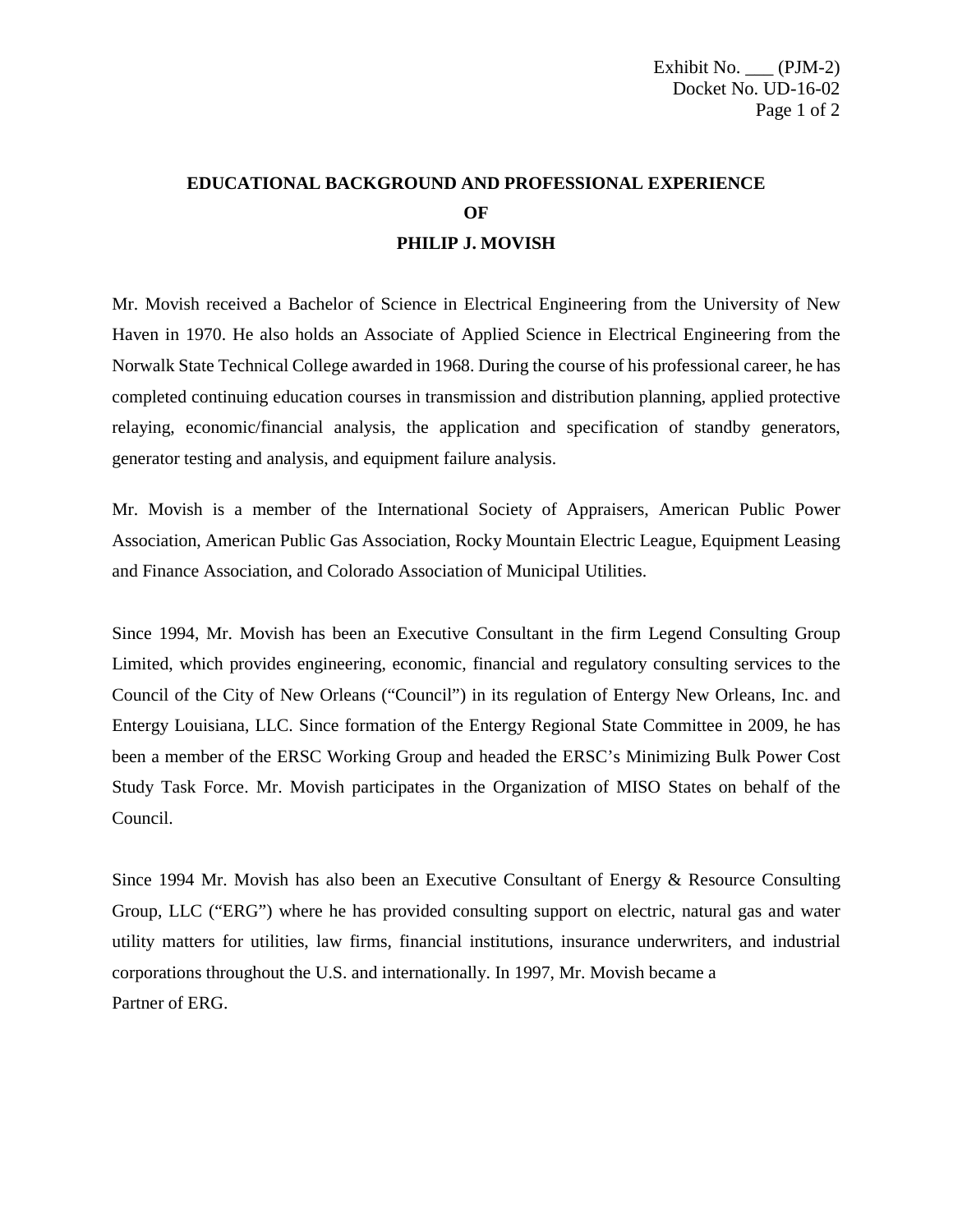Exhibit No. ___ (PJM-2)
Docket No. UD-16-02

# EDUCATIONAL BACKGROUND AND PROFESSIONAL EXPERIENCE OF PHILIP J. MOVISH

Mr. Movish received a Bachelor of Science in Electrical Engineering from the University of New Haven in 1970. He also holds an Associate of Applied Science in Electrical Engineering from the Norwalk State Technical College awarded in 1968. During the course of his professional career, he has completed continuing education courses in transmission and distribution planning, applied protective relaying, economic/financial analysis, the application and specification of standby generators, generator testing and analysis, and equipment failure analysis.

Mr. Movish is a member of the International Society of Appraisers, American Public Power Association, American Public Gas Association, Rocky Mountain Electric League, Equipment Leasing and Finance Association, and Colorado Association of Municipal Utilities.

Since 1994, Mr. Movish has been an Executive Consultant in the firm Legend Consulting Group Limited, which provides engineering, economic, financial and regulatory consulting services to the Council of the City of New Orleans ("Council") in its regulation of Entergy New Orleans, Inc. and Entergy Louisiana, LLC. Since formation of the Entergy Regional State Committee in 2009, he has been a member of the ERSC Working Group and headed the ERSC's Minimizing Bulk Power Cost Study Task Force. Mr. Movish participates in the Organization of MISO States on behalf of the Council.

Since 1994 Mr. Movish has also been an Executive Consultant of Energy & Resource Consulting Group, LLC ("ERG") where he has provided consulting support on electric, natural gas and water utility matters for utilities, law firms, financial institutions, insurance underwriters, and industrial corporations throughout the U.S. and internationally. In 1997, Mr. Movish became a Partner of ERG.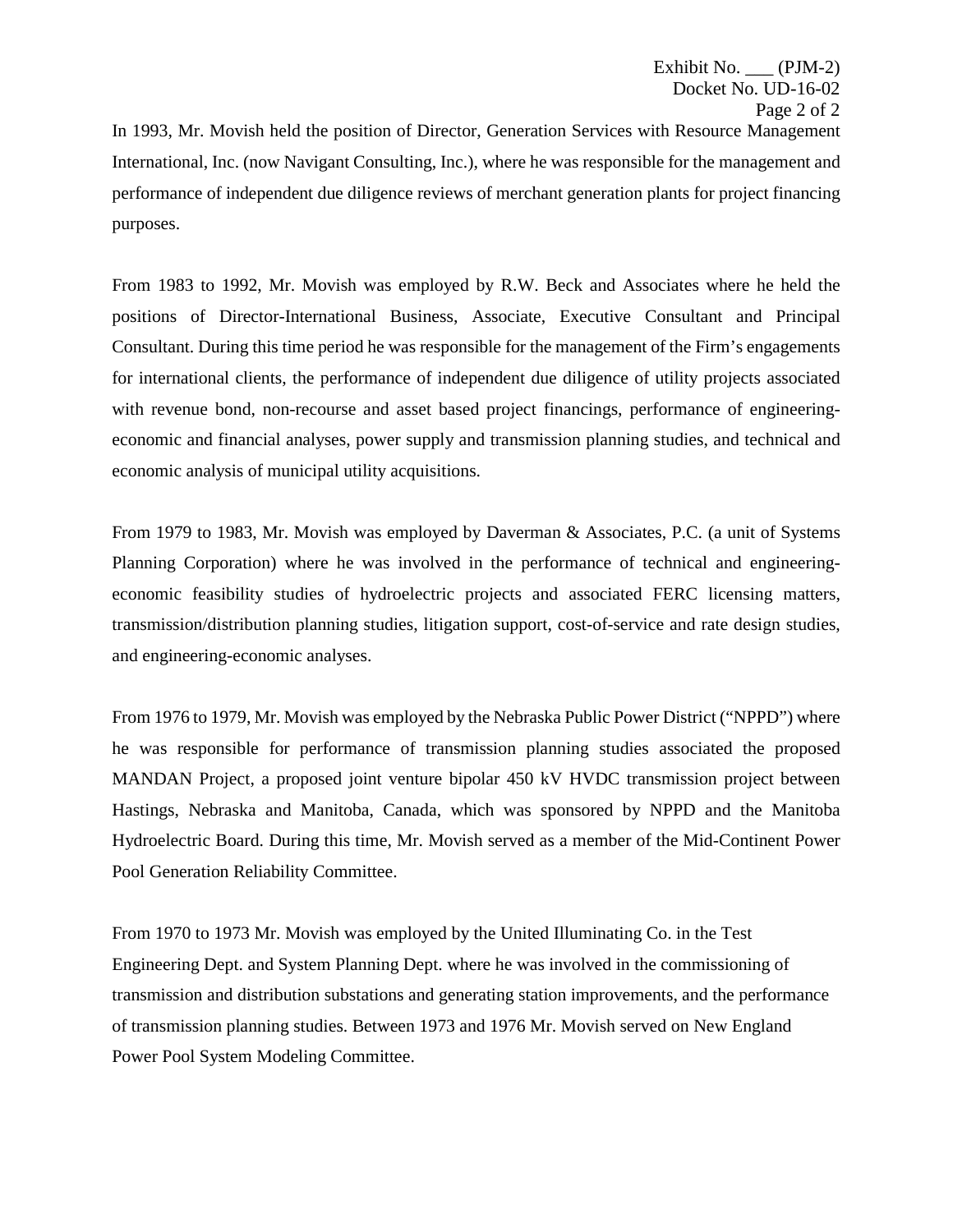In 1993, Mr. Movish held the position of Director, Generation Services with Resource Management International, Inc. (now Navigant Consulting, Inc.), where he was responsible for the management and performance of independent due diligence reviews of merchant generation plants for project financing purposes.

From 1983 to 1992, Mr. Movish was employed by R.W. Beck and Associates where he held the positions of Director-International Business, Associate, Executive Consultant and Principal Consultant. During this time period he was responsible for the management of the Firm's engagements for international clients, the performance of independent due diligence of utility projects associated with revenue bond, non-recourse and asset based project financings, performance of engineering-economic and financial analyses, power supply and transmission planning studies, and technical and economic analysis of municipal utility acquisitions.

From 1979 to 1983, Mr. Movish was employed by Daverman & Associates, P.C. (a unit of Systems Planning Corporation) where he was involved in the performance of technical and engineering-economic feasibility studies of hydroelectric projects and associated FERC licensing matters, transmission/distribution planning studies, litigation support, cost-of-service and rate design studies, and engineering-economic analyses.

From 1976 to 1979, Mr. Movish was employed by the Nebraska Public Power District ("NPPD") where he was responsible for performance of transmission planning studies associated the proposed MANDAN Project, a proposed joint venture bipolar 450 kV HVDC transmission project between Hastings, Nebraska and Manitoba, Canada, which was sponsored by NPPD and the Manitoba Hydroelectric Board. During this time, Mr. Movish served as a member of the Mid-Continent Power Pool Generation Reliability Committee.

From 1970 to 1973 Mr. Movish was employed by the United Illuminating Co. in the Test Engineering Dept. and System Planning Dept. where he was involved in the commissioning of transmission and distribution substations and generating station improvements, and the performance of transmission planning studies. Between 1973 and 1976 Mr. Movish served on New England Power Pool System Modeling Committee.